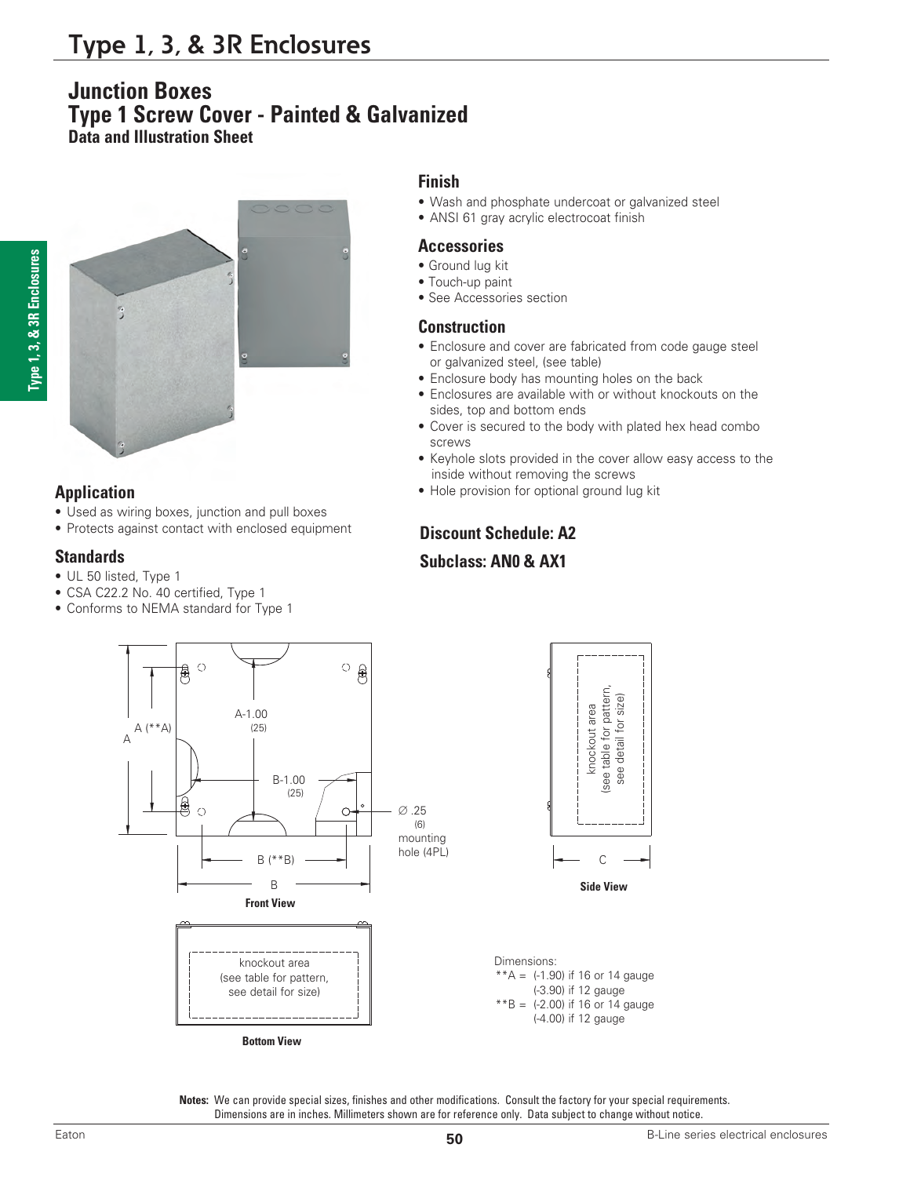# Type 1, 3, & 3R Enclosures

## Junction Boxes
## Type 1 Screw Cover - Painted & Galvanized
### Data and Illustration Sheet

### Application
- Used as wiring boxes, junction and pull boxes
- Protects against contact with enclosed equipment

### Standards
- UL 50 listed, Type 1
- CSA C22.2 No. 40 certified, Type 1
- Conforms to NEMA standard for Type 1

### Finish
- Wash and phosphate undercoat or galvanized steel
- ANSI 61 gray acrylic electrocoat finish

### Accessories
- Ground lug kit
- Touch-up paint
- See Accessories section

### Construction
- Enclosure and cover are fabricated from code gauge steel or galvanized steel, (see table)
- Enclosure body has mounting holes on the back
- Enclosures are available with or without knockouts on the sides, top and bottom ends
- Cover is secured to the body with plated hex head combo screws
- Keyhole slots provided in the cover allow easy access to the inside without removing the screws
- Hole provision for optional ground lug kit

**Discount Schedule: A2**

**Subclass: AN0 & AX1**

A-1.00 (25)

B-1.00 (25)

A (**A)

A

B (**B)

B

Ø .25 (6) mounting hole (4PL)

**Front View**

knockout area (see table for pattern, see detail for size)

C

**Side View**

knockout area (see table for pattern, see detail for size)

**Bottom View**

Dimensions:
**A = (-1.90) if 16 or 14 gauge
(-3.90) if 12 gauge
**B = (-2.00) if 16 or 14 gauge
(-4.00) if 12 gauge

**Notes:** We can provide special sizes, finishes and other modifications. Consult the factory for your special requirements. Dimensions are in inches. Millimeters shown are for reference only. Data subject to change without notice.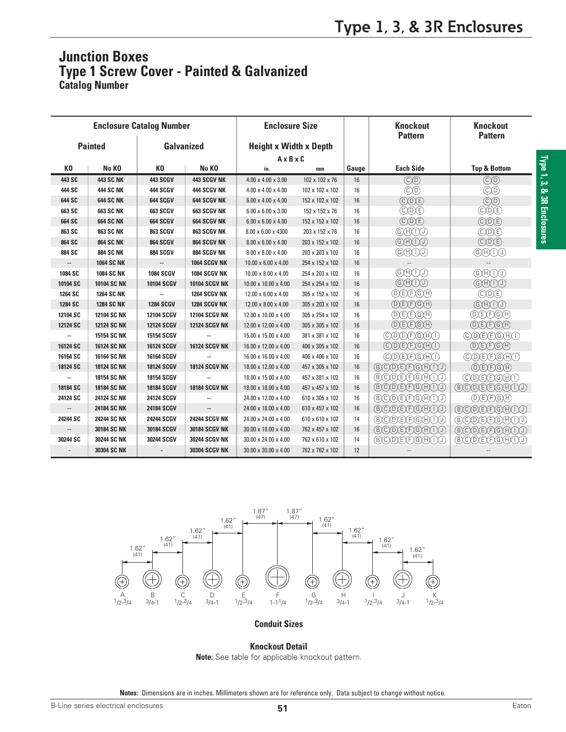# Type 1, 3, & 3R Enclosures

## Junction Boxes
## Type 1 Screw Cover - Painted & Galvanized
### Catalog Number

| Enclosure Catalog Number | | | | Enclosure Size | | | Knockout Pattern | Knockout Pattern |
|---|---|---|---|---|---|---|---|---|
| Painted | | Galvanized | | Height x Width x Depth A x B x C | | | | |
| KO | No KO | KO | No KO | in. | mm | Gauge | Each Side | Top & Bottom |
| 443 SC | 443 SC NK | 443 SCGV | 443 SCGV NK | 4.00 x 4.00 x 3.00 | 102 x 102 x 76 | 16 | CD | CD |
| 444 SC | 444 SC NK | 444 SCGV | 444 SCGV NK | 4.00 x 4.00 x 4.00 | 102 x 102 x 102 | 16 | CD | CD |
| 644 SC | 644 SC NK | 644 SCGV | 644 SCGV NK | 6.00 x 4.00 x 4.00 | 152 x 102 x 102 | 16 | CDE | CD |
| 663 SC | 663 SC NK | 663 SCGV | 663 SCGV NK | 6.00 x 6.00 x 3.00 | 152 x 152 x 76 | 16 | CDE | CDE |
| 664 SC | 664 SC NK | 664 SCGV | 664 SCGV NK | 6.00 x 6.00 x 4.00 | 152 x 152 x 102 | 16 | CDE | CDE |
| 863 SC | 863 SC NK | 863 SCGV | 863 SCGV NK | 8.00 x 6.00 x 4300 | 203 x 152 x 76 | 16 | GHIJ | CDE |
| 864 SC | 864 SC NK | 864 SCGV | 864 SCGV NK | 8.00 x 6.00 x 4.00 | 203 x 152 x 102 | 16 | GHIJ | CDE |
| 884 SC | 884 SC NK | 884 SCGV | 884 SCGV NK | 8.00 x 8.00 x 4.00 | 203 x 203 x 102 | 16 | GHIJ | GHIJ |
| -- | 1064 SC NK | -- | 1064 SCGV NK | 10.00 x 6.00 x 4.00 | 254 x 152 x 102 | 16 | -- | -- |
| 1084 SC | 1084 SC NK | 1084 SCGV | 1084 SCGV NK | 10.00 x 8.00 x 4.00 | 254 x 203 x 102 | 16 | GHIJ | GHIJ |
| 10104 SC | 10104 SC NK | 10104 SCGV | 10104 SCGV NK | 10.00 x 10.00 x 4.00 | 254 x 254 x 102 | 16 | GHIJ | GHIJ |
| 1264 SC | 1264 SC NK | -- | 1264 SCGV NK | 12.00 x 6.00 x 4.00 | 305 x 152 x 102 | 16 | DEFGH | CDE |
| 1284 SC | 1284 SC NK | 1284 SCGV | 1284 SCGV NK | 12.00 x 8.00 x 4.00 | 305 x 203 x 102 | 16 | DEFGH | GHIJ |
| 12104 SC | 12104 SC NK | 12104 SCGV | 12104 SCGV NK | 12.00 x 10.00 x 4.00 | 305 x 254 x 102 | 16 | DEFGH | DEFGH |
| 12124 SC | 12124 SC NK | 12124 SCGV | 12124 SCGV NK | 12.00 x 12.00 x 4.00 | 305 x 305 x 102 | 16 | DEFGH | DEFGH |
| -- | 15154 SC NK | 15154 SCGV | -- | 15.00 x 15.00 x 4.00 | 381 x 381 x 102 | 16 | CDEFGHI | CDEFGHI |
| 16124 SC | 16124 SC NK | 16124 SCGV | 16124 SCGV NK | 16.00 x 12.00 x 4.00 | 406 x 305 x 102 | 16 | CDEFGHI | DEFGH |
| 16164 SC | 16164 SC NK | 16164 SCGV | -- | 16.00 x 16.00 x 4.00 | 406 x 406 x 102 | 16 | CDEFGHI | CDEFGHI |
| 18124 SC | 18124 SC NK | 18124 SCGV | 18124 SCGV NK | 18.00 x 12.00 x 4.00 | 457 x 305 x 102 | 16 | BCDEFGHIJ | DEFGH |
| -- | 18154 SC NK | 18154 SCGV | -- | 18.00 x 15.00 x 4.00 | 457 x 381 x 102 | 16 | BCDEFGHIJ | CDEFGHI |
| 18184 SC | 18184 SC NK | 18184 SCGV | 18184 SCGV NK | 18.00 x 18.00 x 4.00 | 457 x 457 x 102 | 16 | BCDEFGHIJ | BCDEFGHIJ |
| 24124 SC | 24124 SC NK | 24124 SCGV | -- | 24.00 x 12.00 x 4.00 | 610 x 305 x 102 | 16 | BCDEFGHIJ | DEFGH |
| -- | 24184 SC NK | 24184 SCGV | -- | 24.00 x 18.00 x 4.00 | 610 x 457 x 102 | 16 | BCDEFGHIJ | BCDEFGHIJ |
| 24244 SC | 24244 SC NK | 24244 SCGV | 24244 SCGV NK | 24.00 x 24.00 x 4.00 | 610 x 610 x 102 | 14 | BCDEFGHIJ | BCDEFGHIJ |
| -- | 30184 SC NK | 30184 SCGV | 30184 SCGV NK | 30.00 x 18.00 x 4.00 | 762 x 457 x 102 | 16 | BCDEFGHIJ | BCDEFGHIJ |
| 30244 SC | 30244 SC NK | 30244 SCGV | 30244 SCGV NK | 30.00 x 24.00 x 4.00 | 762 x 610 x 102 | 14 | BCDEFGHIJ | BCDEFGHIJ |
| - | 30304 SC NK | - | 30304 SCGV NK | 30.00 x 30.00 x 4.00 | 762 x 762 x 102 | 12 | -- | -- |

Knockout spacing: A–B 1.62" (41), B–C 1.62" (41), C–D 1.62" (41), D–E 1.62" (41), E–F 1.87" (47), F–G 1.87" (47), G–H 1.62" (41), H–I 1.62" (41), I–J 1.62" (41), J–K 1.62" (41)

| A | B | C | D | E | F | G | H | I | J | K |
|---|---|---|---|---|---|---|---|---|---|---|
| 1/2-3/4 | 3/4-1 | 1/2-3/4 | 3/4-1 | 1/2-3/4 | 1-1 1/4 | 1/2-3/4 | 3/4-1 | 1/2-3/4 | 3/4-1 | 1/2-3/4 |

**Conduit Sizes**

**Knockout Detail**

**Note:** See table for applicable knockout pattern.

**Notes:** Dimensions are in inches. Millimeters shown are for reference only. Data subject to change without notice.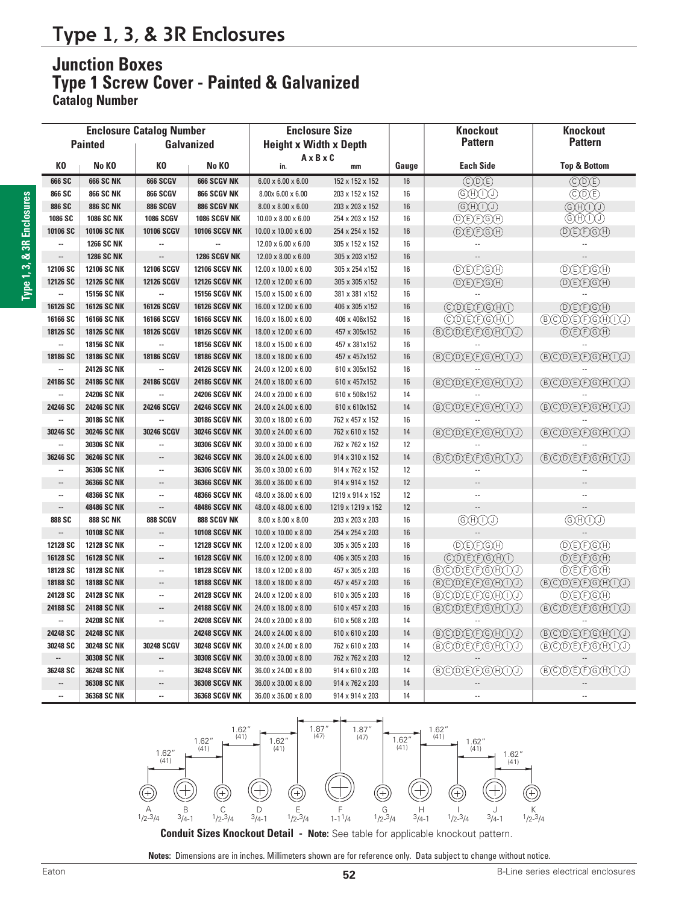# Type 1, 3, & 3R Enclosures

## Junction Boxes
## Type 1 Screw Cover - Painted & Galvanized
### Catalog Number

| Enclosure Catalog Number | | | | Enclosure Size | | | Knockout Pattern | Knockout Pattern |
|---|---|---|---|---|---|---|---|---|
| Painted | | Galvanized | | Height x Width x Depth A x B x C | | | | |
| KO | No KO | KO | No KO | in. | mm | Gauge | Each Side | Top & Bottom |
| 666 SC | 666 SC NK | 666 SCGV | 666 SCGV NK | 6.00 x 6.00 x 6.00 | 152 x 152 x 152 | 16 | CDE | CDE |
| 866 SC | 866 SC NK | 866 SCGV | 866 SCGV NK | 8.00x 6.00 x 6.00 | 203 x 152 x 152 | 16 | GHIJ | CDE |
| 886 SC | 886 SC NK | 886 SCGV | 886 SCGV NK | 8.00 x 8.00 x 6.00 | 203 x 203 x 152 | 16 | GHIJ | GHIJ |
| 1086 SC | 1086 SC NK | 1086 SCGV | 1086 SCGV NK | 10.00 x 8.00 x 6.00 | 254 x 203 x 152 | 16 | DEFGH | GHIJ |
| 10106 SC | 10106 SC NK | 10106 SCGV | 10106 SCGV NK | 10.00 x 10.00 x 6.00 | 254 x 254 x 152 | 16 | DEFGH | DEFGH |
| -- | 1266 SC NK | -- | -- | 12.00 x 6.00 x 6.00 | 305 x 152 x 152 | 16 | -- | -- |
| -- | 1286 SC NK | -- | 1286 SCGV NK | 12.00 x 8.00 x 6.00 | 305 x 203 x152 | 16 | -- | -- |
| 12106 SC | 12106 SC NK | 12106 SCGV | 12106 SCGV NK | 12.00 x 10.00 x 6.00 | 305 x 254 x152 | 16 | DEFGH | DEFGH |
| 12126 SC | 12126 SC NK | 12126 SCGV | 12126 SCGV NK | 12.00 x 12.00 x 6.00 | 305 x 305 x152 | 16 | DEFGH | DEFGH |
| -- | 15156 SC NK | -- | 15156 SCGV NK | 15.00 x 15.00 x 6.00 | 381 x 381 x152 | 16 | -- | -- |
| 16126 SC | 16126 SC NK | 16126 SCGV | 16126 SCGV NK | 16.00 x 12.00 x 6.00 | 406 x 305 x152 | 16 | CDEFGHI | DEFGH |
| 16166 SC | 16166 SC NK | 16166 SCGV | 16166 SCGV NK | 16.00 x 16.00 x 6.00 | 406 x 406x152 | 16 | CDEFGHI | BCDEFGHIJ |
| 18126 SC | 18126 SC NK | 18126 SCGV | 18126 SCGV NK | 18.00 x 12.00 x 6.00 | 457 x 305x152 | 16 | BCDEFGHIJ | DEFGH |
| -- | 18156 SC NK | -- | 18156 SCGV NK | 18.00 x 15.00 x 6.00 | 457 x 381x152 | 16 | -- | -- |
| 18186 SC | 18186 SC NK | 18186 SCGV | 18186 SCGV NK | 18.00 x 18.00 x 6.00 | 457 x 457x152 | 16 | BCDEFGHIJ | BCDEFGHIJ |
| -- | 24126 SC NK | -- | 24126 SCGV NK | 24.00 x 12.00 x 6.00 | 610 x 305x152 | 16 | -- | -- |
| 24186 SC | 24186 SC NK | 24186 SCGV | 24186 SCGV NK | 24.00 x 18.00 x 6.00 | 610 x 457x152 | 16 | BCDEFGHIJ | BCDEFGHIJ |
| -- | 24206 SC NK | -- | 24206 SCGV NK | 24.00 x 20.00 x 6.00 | 610 x 508x152 | 14 | -- | -- |
| 24246 SC | 24246 SC NK | 24246 SCGV | 24246 SCGV NK | 24.00 x 24.00 x 6.00 | 610 x 610x152 | 14 | BCDEFGHIJ | BCDEFGHIJ |
| -- | 30186 SC NK | -- | 30186 SCGV NK | 30.00 x 18.00 x 6.00 | 762 x 457 x 152 | 16 | -- | -- |
| 30246 SC | 30246 SC NK | 30246 SCGV | 30246 SCGV NK | 30.00 x 24.00 x 6.00 | 762 x 610 x 152 | 14 | BCDEFGHIJ | BCDEFGHIJ |
| -- | 30306 SC NK | -- | 30306 SCGV NK | 30.00 x 30.00 x 6.00 | 762 x 762 x 152 | 12 | -- | -- |
| 36246 SC | 36246 SC NK | -- | 36246 SCGV NK | 36.00 x 24.00 x 6.00 | 914 x 310 x 152 | 14 | BCDEFGHIJ | BCDEFGHIJ |
| -- | 36306 SC NK | -- | 36306 SCGV NK | 36.00 x 30.00 x 6.00 | 914 x 762 x 152 | 12 | -- | -- |
| -- | 36366 SC NK | -- | 36366 SCGV NK | 36.00 x 36.00 x 6.00 | 914 x 914 x 152 | 12 | -- | -- |
| -- | 48366 SC NK | -- | 48366 SCGV NK | 48.00 x 36.00 x 6.00 | 1219 x 914 x 152 | 12 | -- | -- |
| -- | 48486 SC NK | -- | 48486 SCGV NK | 48.00 x 48.00 x 6.00 | 1219 x 1219 x 152 | 12 | -- | -- |
| 888 SC | 888 SC NK | 888 SCGV | 888 SCGV NK | 8.00 x 8.00 x 8.00 | 203 x 203 x 203 | 16 | GHIJ | GHIJ |
| -- | 10108 SC NK | -- | 10108 SCGV NK | 10.00 x 10.00 x 8.00 | 254 x 254 x 203 | 16 | -- | -- |
| 12128 SC | 12128 SC NK | -- | 12128 SCGV NK | 12.00 x 12.00 x 8.00 | 305 x 305 x 203 | 16 | DEFGH | DEFGH |
| 16128 SC | 16128 SC NK | -- | 16128 SCGV NK | 16.00 x 12.00 x 8.00 | 406 x 305 x 203 | 16 | CDEFGHI | DEFGH |
| 18128 SC | 18128 SC NK | -- | 18128 SCGV NK | 18.00 x 12.00 x 8.00 | 457 x 305 x 203 | 16 | BCDEFGHIJ | DEFGH |
| 18188 SC | 18188 SC NK | -- | 18188 SCGV NK | 18.00 x 18.00 x 8.00 | 457 x 457 x 203 | 16 | BCDEFGHIJ | BCDEFGHIJ |
| 24128 SC | 24128 SC NK | -- | 24128 SCGV NK | 24.00 x 12.00 x 8.00 | 610 x 305 x 203 | 16 | BCDEFGHIJ | DEFGH |
| 24188 SC | 24188 SC NK | -- | 24188 SCGV NK | 24.00 x 18.00 x 8.00 | 610 x 457 x 203 | 16 | BCDEFGHIJ | BCDEFGHIJ |
| -- | 24208 SC NK | -- | 24208 SCGV NK | 24.00 x 20.00 x 8.00 | 610 x 508 x 203 | 14 | -- | -- |
| 24248 SC | 24248 SC NK | | 24248 SCGV NK | 24.00 x 24.00 x 8.00 | 610 x 610 x 203 | 14 | BCDEFGHIJ | BCDEFGHIJ |
| 30248 SC | 30248 SC NK | 30248 SCGV | 30248 SCGV NK | 30.00 x 24.00 x 8.00 | 762 x 610 x 203 | 14 | BCDEFGHIJ | BCDEFGHIJ |
| -- | 30308 SC NK | -- | 30308 SCGV NK | 30.00 x 30.00 x 8.00 | 762 x 762 x 203 | 12 | -- | -- |
| 36248 SC | 36248 SC NK | -- | 36248 SCGV NK | 36.00 x 24.00 x 8.00 | 914 x 610 x 203 | 14 | BCDEFGHIJ | BCDEFGHIJ |
| -- | 36308 SC NK | -- | 36308 SCGV NK | 36.00 x 30.00 x 8.00 | 914 x 762 x 203 | 14 | -- | -- |
| -- | 36368 SC NK | -- | 36368 SCGV NK | 36.00 x 36.00 x 8.00 | 914 x 914 x 203 | 14 | -- | -- |

| Knockout | A | B | C | D | E | F | G | H | I | J | K |
|---|---|---|---|---|---|---|---|---|---|---|---|
| Conduit size | 1/2-3/4 | 3/4-1 | 1/2-3/4 | 3/4-1 | 1/2-3/4 | 1-1 1/4 | 1/2-3/4 | 3/4-1 | 1/2-3/4 | 3/4-1 | 1/2-3/4 |

Spacing: 1.62" (41) between adjacent knockouts; 1.87" (47) on each side of F.

**Conduit Sizes Knockout Detail - Note:** See table for applicable knockout pattern.

**Notes:** Dimensions are in inches. Millimeters shown are for reference only. Data subject to change without notice.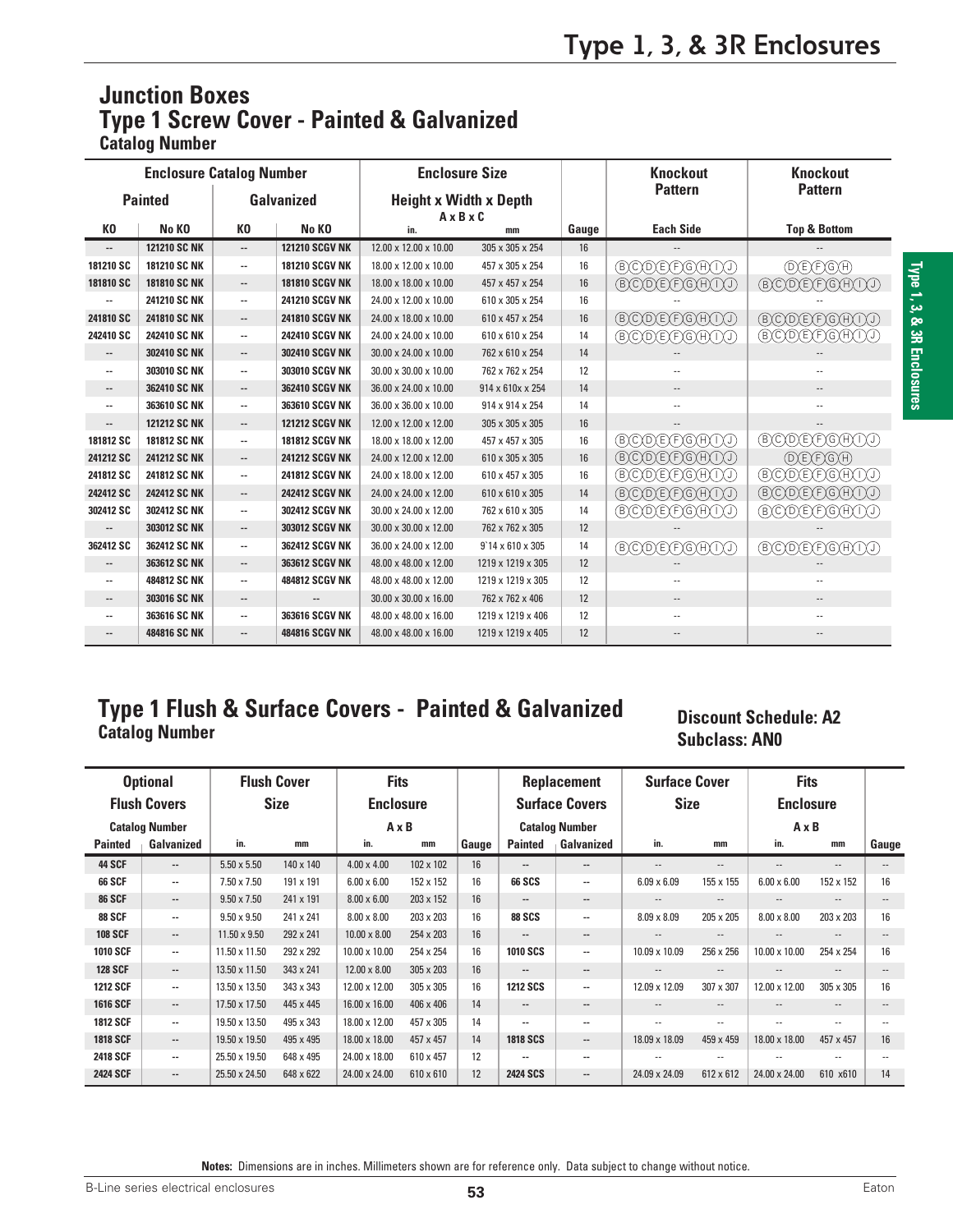## Junction Boxes
## Type 1 Screw Cover - Painted & Galvanized
### Catalog Number

| Enclosure Catalog Number | | | | Enclosure Size | | | Knockout Pattern | Knockout Pattern |
|---|---|---|---|---|---|---|---|---|
| Painted | | Galvanized | | Height x Width x Depth A x B x C | | | | |
| KO | No KO | KO | No KO | in. | mm | Gauge | Each Side | Top & Bottom |
| -- | 121210 SC NK | -- | 121210 SCGV NK | 12.00 x 12.00 x 10.00 | 305 x 305 x 254 | 16 | -- | -- |
| 181210 SC | 181210 SC NK | -- | 181210 SCGV NK | 18.00 x 12.00 x 10.00 | 457 x 305 x 254 | 16 | BCDEFGHIJ | DEFGH |
| 181810 SC | 181810 SC NK | -- | 181810 SCGV NK | 18.00 x 18.00 x 10.00 | 457 x 457 x 254 | 16 | BCDEFGHIJ | BCDEFGHIJ |
| -- | 241210 SC NK | -- | 241210 SCGV NK | 24.00 x 12.00 x 10.00 | 610 x 305 x 254 | 16 | -- | -- |
| 241810 SC | 241810 SC NK | -- | 241810 SCGV NK | 24.00 x 18.00 x 10.00 | 610 x 457 x 254 | 16 | BCDEFGHIJ | BCDEFGHIJ |
| 242410 SC | 242410 SC NK | -- | 242410 SCGV NK | 24.00 x 24.00 x 10.00 | 610 x 610 x 254 | 14 | BCDEFGHIJ | BCDEFGHIJ |
| -- | 302410 SC NK | -- | 302410 SCGV NK | 30.00 x 24.00 x 10.00 | 762 x 610 x 254 | 14 | -- | -- |
| -- | 303010 SC NK | -- | 303010 SCGV NK | 30.00 x 30.00 x 10.00 | 762 x 762 x 254 | 12 | -- | -- |
| -- | 362410 SC NK | -- | 362410 SCGV NK | 36.00 x 24.00 x 10.00 | 914 x 610x x 254 | 14 | -- | -- |
| -- | 363610 SC NK | -- | 363610 SCGV NK | 36.00 x 36.00 x 10.00 | 914 x 914 x 254 | 14 | -- | -- |
| -- | 121212 SC NK | -- | 121212 SCGV NK | 12.00 x 12.00 x 12.00 | 305 x 305 x 305 | 16 | -- | -- |
| 181812 SC | 181812 SC NK | -- | 181812 SCGV NK | 18.00 x 18.00 x 12.00 | 457 x 457 x 305 | 16 | BCDEFGHIJ | BCDEFGHIJ |
| 241212 SC | 241212 SC NK | -- | 241212 SCGV NK | 24.00 x 12.00 x 12.00 | 610 x 305 x 305 | 16 | BCDEFGHIJ | DEFGH |
| 241812 SC | 241812 SC NK | -- | 241812 SCGV NK | 24.00 x 18.00 x 12.00 | 610 x 457 x 305 | 16 | BCDEFGHIJ | BCDEFGHIJ |
| 242412 SC | 242412 SC NK | -- | 242412 SCGV NK | 24.00 x 24.00 x 12.00 | 610 x 610 x 305 | 14 | BCDEFGHIJ | BCDEFGHIJ |
| 302412 SC | 302412 SC NK | -- | 302412 SCGV NK | 30.00 x 24.00 x 12.00 | 762 x 610 x 305 | 14 | BCDEFGHIJ | BCDEFGHIJ |
| -- | 303012 SC NK | -- | 303012 SCGV NK | 30.00 x 30.00 x 12.00 | 762 x 762 x 305 | 12 | -- | -- |
| 362412 SC | 362412 SC NK | -- | 362412 SCGV NK | 36.00 x 24.00 x 12.00 | 9`14 x 610 x 305 | 14 | BCDEFGHIJ | BCDEFGHIJ |
| -- | 363612 SC NK | -- | 363612 SCGV NK | 48.00 x 48.00 x 12.00 | 1219 x 1219 x 305 | 12 | -- | -- |
| -- | 484812 SC NK | -- | 484812 SCGV NK | 48.00 x 48.00 x 12.00 | 1219 x 1219 x 305 | 12 | -- | -- |
| -- | 303016 SC NK | -- | -- | 30.00 x 30.00 x 16.00 | 762 x 762 x 406 | 12 | -- | -- |
| -- | 363616 SC NK | -- | 363616 SCGV NK | 48.00 x 48.00 x 16.00 | 1219 x 1219 x 406 | 12 | -- | -- |
| -- | 484816 SC NK | -- | 484816 SCGV NK | 48.00 x 48.00 x 16.00 | 1219 x 1219 x 405 | 12 | -- | -- |

## Type 1 Flush & Surface Covers - Painted & Galvanized
### Catalog Number

**Discount Schedule: A2**
**Subclass: AN0**

| Optional Flush Covers Catalog Number | | Flush Cover Size | | Fits Enclosure A x B | | | Replacement Surface Covers Catalog Number | | Surface Cover Size | | Fits Enclosure A x B | | |
|---|---|---|---|---|---|---|---|---|---|---|---|---|---|
| Painted | Galvanized | in. | mm | in. | mm | Gauge | Painted | Galvanized | in. | mm | in. | mm | Gauge |
| 44 SCF | -- | 5.50 x 5.50 | 140 x 140 | 4.00 x 4.00 | 102 x 102 | 16 | -- | -- | -- | -- | -- | -- | -- |
| 66 SCF | -- | 7.50 x 7.50 | 191 x 191 | 6.00 x 6.00 | 152 x 152 | 16 | 66 SCS | -- | 6.09 x 6.09 | 155 x 155 | 6.00 x 6.00 | 152 x 152 | 16 |
| 86 SCF | -- | 9.50 x 7.50 | 241 x 191 | 8.00 x 6.00 | 203 x 152 | 16 | -- | -- | -- | -- | -- | -- | -- |
| 88 SCF | -- | 9.50 x 9.50 | 241 x 241 | 8.00 x 8.00 | 203 x 203 | 16 | 88 SCS | -- | 8.09 x 8.09 | 205 x 205 | 8.00 x 8.00 | 203 x 203 | 16 |
| 108 SCF | -- | 11.50 x 9.50 | 292 x 241 | 10.00 x 8.00 | 254 x 203 | 16 | -- | -- | -- | -- | -- | -- | -- |
| 1010 SCF | -- | 11.50 x 11.50 | 292 x 292 | 10.00 x 10.00 | 254 x 254 | 16 | 1010 SCS | -- | 10.09 x 10.09 | 256 x 256 | 10.00 x 10.00 | 254 x 254 | 16 |
| 128 SCF | -- | 13.50 x 11.50 | 343 x 241 | 12.00 x 8.00 | 305 x 203 | 16 | -- | -- | -- | -- | -- | -- | -- |
| 1212 SCF | -- | 13.50 x 13.50 | 343 x 343 | 12.00 x 12.00 | 305 x 305 | 16 | 1212 SCS | -- | 12.09 x 12.09 | 307 x 307 | 12.00 x 12.00 | 305 x 305 | 16 |
| 1616 SCF | -- | 17.50 x 17.50 | 445 x 445 | 16.00 x 16.00 | 406 x 406 | 14 | -- | -- | -- | -- | -- | -- | -- |
| 1812 SCF | -- | 19.50 x 13.50 | 495 x 343 | 18.00 x 12.00 | 457 x 305 | 14 | -- | -- | -- | -- | -- | -- | -- |
| 1818 SCF | -- | 19.50 x 19.50 | 495 x 495 | 18.00 x 18.00 | 457 x 457 | 14 | 1818 SCS | -- | 18.09 x 18.09 | 459 x 459 | 18.00 x 18.00 | 457 x 457 | 16 |
| 2418 SCF | -- | 25.50 x 19.50 | 648 x 495 | 24.00 x 18.00 | 610 x 457 | 12 | -- | -- | -- | -- | -- | -- | -- |
| 2424 SCF | -- | 25.50 x 24.50 | 648 x 622 | 24.00 x 24.00 | 610 x 610 | 12 | 2424 SCS | -- | 24.09 x 24.09 | 612 x 612 | 24.00 x 24.00 | 610 x610 | 14 |

**Notes:** Dimensions are in inches. Millimeters shown are for reference only. Data subject to change without notice.